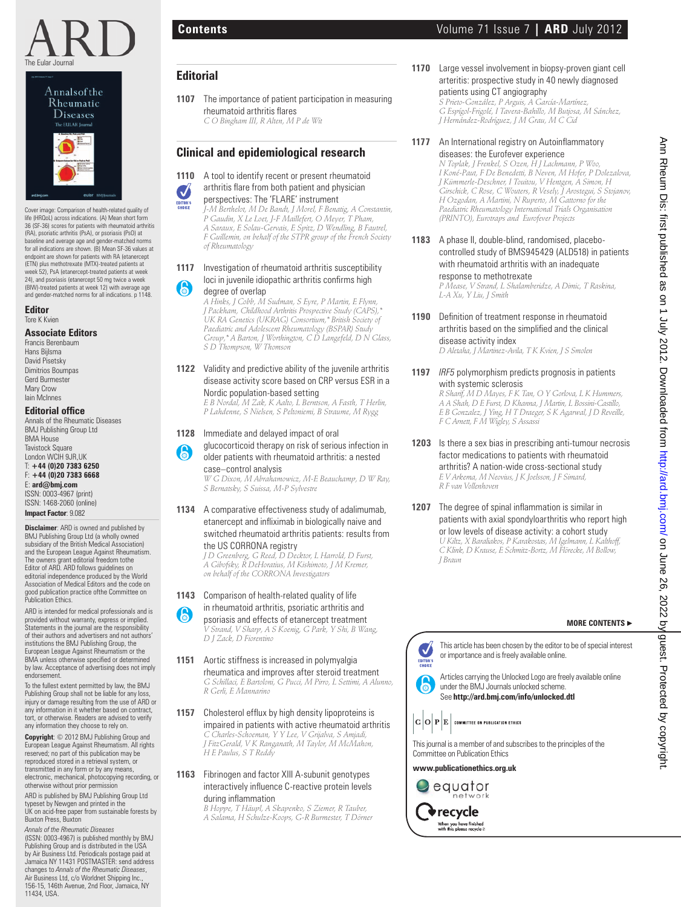# ARD

The Eular Journal

Cover image: Comparison of health-related quality of life (HRQoL) across indications. (A) Mean short form 36 (SF-36) scores for patients with rheumatoid arthritis (RA), psoriatic arthritis (PsA), or psoriasis (PsO) at baseline and average age and gender-matched norms for all indications are shown. (B) Mean SF-36 values at endpoint are shown for patients with RA (etanercept (ETN) plus methotrexate (MTX)-treated patients at week 52), PsA (etanercept-treated patients at week 24), and psoriasis (etanercept 50 mg twice a week (BIW)-treated patients at week 12) with average age and gender-matched norms for all indications. p 1148.

**Editor**
Tore K Kvien

**Associate Editors**
Francis Berenbaum
Hans Bijlsma
David Pisetsky
Dimitrios Boumpas
Gerd Burmester
Mary Crow
Iain McInnes

**Editorial office**
Annals of the Rheumatic Diseases
BMJ Publishing Group Ltd
BMA House
Tavistock Square
London WCIH 9JR,UK
T: **+44 (0)20 7383 6250**
F: **+44 (0)20 7383 6668**
E: **ard@bmj.com**
ISSN: 0003-4967 (print)
ISSN: 1468-2060 (online)
**Impact Factor**: 9.082

**Disclaimer**: ARD is owned and published by BMJ Publishing Group Ltd (a wholly owned subsidiary of the British Medical Association) and the European League Against Rheumatism. The owners grant editorial freedom tothe Editor of ARD. ARD follows guidelines on editorial independence produced by the World Association of Medical Editors and the code on good publication practice ofthe Committee on Publication Ethics.

ARD is intended for medical professionals and is provided without warranty, express or implied. Statements in the journal are the responsibility of their authors and advertisers and not authors' institutions the BMJ Publishing Group, the European League Against Rheumatism or the BMA unless otherwise specified or determined by law. Acceptance of advertising does not imply endorsement.

To the fullest extent permitted by law, the BMJ Publishing Group shall not be liable for any loss, injury or damage resulting from the use of ARD or any information in it whether based on contract, tort, or otherwise. Readers are advised to verify any information they choose to rely on.

**Copyright**: © 2012 BMJ Publishing Group and European League Against Rheumatism. All rights reserved; no part of this publication may be reproduced stored in a retrieval system, or transmitted in any form or by any means, electronic, mechanical, photocopying recording, or otherwise without prior permission

ARD is published by BMJ Publishing Group Ltd typeset by Newgen and printed in the UK on acid-free paper from sustainable forests by Buxton Press, Buxton

*Annals of the Rheumatic Diseases* (ISSN: 0003-4967) is published monthly by BMJ Publishing Group and is distributed in the USA by Air Business Ltd. Periodicals postage paid at Jamaica NY 11431 POSTMASTER: send address changes to *Annals of the Rheumatic Diseases*, Air Business Ltd, c/o Worldnet Shipping Inc., 156-15, 146th Avenue, 2nd Floor, Jamaica, NY 11434, USA.

# Contents

## Editorial

**1107** The importance of patient participation in measuring rheumatoid arthritis flares
*C O Bingham III, R Alten, M P de Wit*

## Clinical and epidemiological research

**1110** A tool to identify recent or present rheumatoid arthritis flare from both patient and physician perspectives: The 'FLARE' instrument (Editor's Choice)
*J-M Berthelot, M De Bandt, J Morel, F Benatig, A Constantin, P Gaudin, X Le Loet, J-F Maillefert, O Meyer, T Pham, A Saraux, E Solau-Gervais, E Spitz, D Wendling, B Fautrel, F Guillemin, on behalf of the STPR group of the French Society of Rheumatology*

**1117** Investigation of rheumatoid arthritis susceptibility loci in juvenile idiopathic arthritis confirms high degree of overlap (Unlocked)
*A Hinks, J Cobb, M Sudman, S Eyre, P Martin, E Flynn, J Packham, Childhood Arthritis Prospective Study (CAPS),\* UK RA Genetics (UKRAG) Consortium,\* British Society of Paediatric and Adolescent Rheumatology (BSPAR) Study Group,\* A Barton, J Worthington, C D Langefeld, D N Glass, S D Thompson, W Thomson*

**1122** Validity and predictive ability of the juvenile arthritis disease activity score based on CRP versus ESR in a Nordic population-based setting
*E B Nordal, M Zak, K Aalto, L Berntson, A Fasth, T Herlin, P Lahdenne, S Nielsen, S Peltoniemi, B Straume, M Rygg*

**1128** Immediate and delayed impact of oral glucocorticoid therapy on risk of serious infection in older patients with rheumatoid arthritis: a nested case–control analysis (Unlocked)
*W G Dixon, M Abrahamowicz, M-E Beauchamp, D W Ray, S Bernatsky, S Suissa, M-P Sylvestre*

**1134** A comparative effectiveness study of adalimumab, etanercept and infliximab in biologically naive and switched rheumatoid arthritis patients: results from the US CORRONA registry
*J D Greenberg, G Reed, D Decktor, L Harrold, D Furst, A Gibofsky, R DeHoratius, A Kishimoto, J M Kremer, on behalf of the CORRONA Investigators*

**1143** Comparison of health-related quality of life in rheumatoid arthritis, psoriatic arthritis and psoriasis and effects of etanercept treatment (Unlocked)
*V Strand, V Sharp, A S Koenig, G Park, Y Shi, B Wang, D J Zack, D Fiorentino*

**1151** Aortic stiffness is increased in polymyalgia rheumatica and improves after steroid treatment
*G Schillaci, E Bartoloni, G Pucci, M Pirro, L Settimi, A Alunno, R Gerli, E Mannarino*

**1157** Cholesterol efflux by high density lipoproteins is impaired in patients with active rheumatoid arthritis
*C Charles-Schoeman, Y Y Lee, V Grijalva, S Amjadi, J FitzGerald, V K Ranganath, M Taylor, M McMahon, H E Paulus, S T Reddy*

**1163** Fibrinogen and factor XIII A-subunit genotypes interactively influence C-reactive protein levels during inflammation
*B Hoppe, T Häupl, A Skapenko, S Ziemer, R Tauber, A Salama, H Schulze-Koops, G-R Burmester, T Dörner*

**1170** Large vessel involvement in biopsy-proven giant cell arteritis: prospective study in 40 newly diagnosed patients using CT angiography
*S Prieto-González, P Arguis, A García-Martínez, G Espígol-Frigolé, I Tavera-Bahillo, M Butjosa, M Sánchez, J Hernández-Rodríguez, J M Grau, M C Cid*

**1177** An International registry on Autoinflammatory diseases: the Eurofever experience
*N Toplak, J Frenkel, S Ozen, H J Lachmann, P Woo, I Koné-Paut, F De Benedetti, B Neven, M Hofer, P Dolezalova, J Kümmerle-Deschner, I Touitou, V Hentgen, A Simon, H Girschick, C Rose, C Wouters, R Vesely, J Arostegui, S Stojanov, H Ozgodan, A Martini, N Ruperto, M Gattorno for the Paediatric Rheumatology International Trials Organisation (PRINTO), Eurotraps and Eurofever Projects*

**1183** A phase II, double-blind, randomised, placebo-controlled study of BMS945429 (ALD518) in patients with rheumatoid arthritis with an inadequate response to methotrexate
*P Mease, V Strand, L Shalamberidze, A Dimic, T Raskina, L-A Xu, Y Liu, J Smith*

**1190** Definition of treatment response in rheumatoid arthritis based on the simplified and the clinical disease activity index
*D Aletaha, J Martinez-Avila, T K Kvien, J S Smolen*

**1197** *IRF5* polymorphism predicts prognosis in patients with systemic sclerosis
*R Sharif, M D Mayes, F K Tan, O Y Gorlova, L K Hummers, A A Shah, D E Furst, D Khanna, J Martin, L Bossini-Castillo, E B Gonzalez, J Ying, H T Draeger, S K Agarwal, J D Reveille, F C Arnett, F M Wigley, S Assassi*

**1203** Is there a sex bias in prescribing anti-tumour necrosis factor medications to patients with rheumatoid arthritis? A nation-wide cross-sectional study
*E V Arkema, M Neovius, J K Joelsson, J F Simard, R F van Vollenhoven*

**1207** The degree of spinal inflammation is similar in patients with axial spondyloarthritis who report high or low levels of disease activity: a cohort study
*U Kiltz, X Baraliakos, P Karakostas, M Igelmann, L Kalthoff, C Klink, D Krause, E Schmitz-Bortz, M Flörecke, M Bollow, J Braun*

**MORE CONTENTS ►**

EDITOR'S CHOICE: This article has been chosen by the editor to be of special interest or importance and is freely available online.

Articles carrying the Unlocked Logo are freely available online under the BMJ Journals unlocked scheme. See **http://ard.bmj.com/info/unlocked.dtl**

COPE – COMMITTEE ON PUBLICATION ETHICS

This journal is a member of and subscribes to the principles of the Committee on Publication Ethics

**www.publicationethics.org.uk**

equator network

recycle – When you have finished with this please recycle it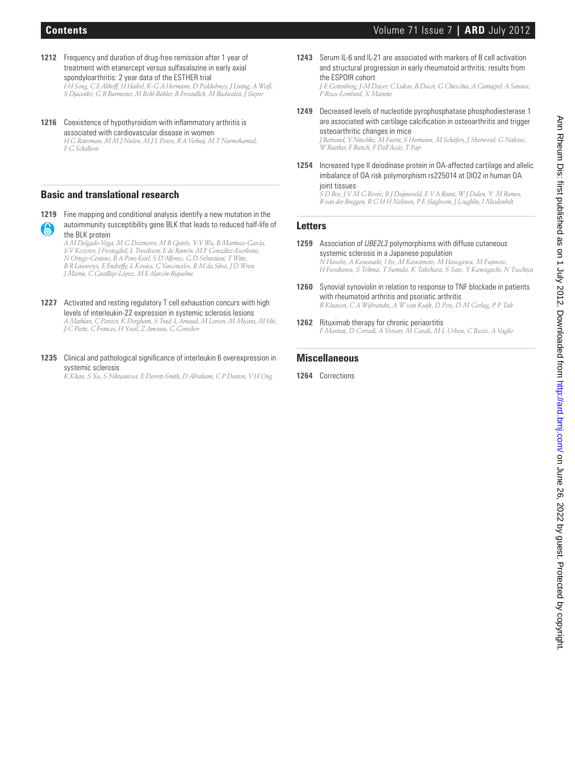# Contents

**1212** Frequency and duration of drug-free remission after 1 year of treatment with etanercept versus sulfasalazine in early axial spondyloarthritis: 2 year data of the ESTHER trial
*I-H Song, C E Althoff, H Haibel, K-G A Hermann, D Poddubnyy, J Listing, A Weiß, S Djacenko, G R Burmester, M Bohl-Bühler, B Freundlich, M Rudwaleit, J Sieper*

**1216** Coexistence of hypothyroidism with inflammatory arthritis is associated with cardiovascular disease in women
*H G Raterman, M M J Nielen, M J L Peters, R A Verheij, M T Nurmohamed, F G Schellevis*

## Basic and translational research

**1219** Fine mapping and conditional analysis identify a new mutation in the autoimmunity susceptibility gene BLK that leads to reduced half-life of the BLK protein
*A M Delgado-Vega, M G Dozmorov, M B Quirós, Y-Y Wu, B Martínez-García, S V Kozyrev, J Frostegård, L Truedsson, E de Ramón, M F González-Escribano, N Ortego-Centeno, B A Pons-Estel, S D'Alfonso, G D Sebastiani, T Witte, B R Lauwerys, E Endreffy, L Kovács, C Vasconcelos, B M da Silva, J D Wren, J Martin, C Castillejo-López, M E Alarcón-Riquelme*

**1227** Activated and resting regulatory T cell exhaustion concurs with high levels of interleukin-22 expression in systemic sclerosis lesions
*A Mathian, C Parizot, K Dorgham, S Trad, L Arnaud, M Larsen, M Miyara, M Hié, J-C Piette, C Frances, H Yssel, Z Amoura, G Gorochov*

**1235** Clinical and pathological significance of interleukin 6 overexpression in systemic sclerosis
*K Khan, S Xu, S Nihtyanova, E Derrett-Smith, D Abraham, C P Denton, V H Ong*

**1243** Serum IL-6 and IL-21 are associated with markers of B cell activation and structural progression in early rheumatoid arthritis: results from the ESPOIR cohort
*J-E Gottenberg, J-M Dayer, C Lukas, B Ducot, G Chiocchia, A Cantagrel, A Saraux, P Roux-Lombard, X Mariette*

**1249** Decreased levels of nucleotide pyrophosphatase phosphodiesterase 1 are associated with cartilage calcification in osteoarthritis and trigger osteoarthritic changes in mice
*J Bertrand, Y Nitschke, M Fuerst, S Hermann, M Schäfers, J Sherwood, G Nalesso, W Ruether, F Rutsch, F Dell'Accio, T Pap*

**1254** Increased type II deiodinase protein in OA-affected cartilage and allelic imbalance of OA risk polymorphism rs225014 at DIO2 in human OA joint tissues
*S D Bos, J V M G Bovée, B J Duijnisveld, E V A Raine, W J Dalen, Y M Ramos, R van der Breggen, R G H H Nelissen, P E Slagboom, J Loughlin, I Meulenbelt*

## Letters

**1259** Association of *UBE2L3* polymorphisms with diffuse cutaneous systemic sclerosis in a Japanese population
*N Hasebe, A Kawasaki, I Ito, M Kawamoto, M Hasegawa, M Fujimoto, H Furukawa, S Tohma, T Sumida, K Takehara, S Sato, Y Kawaguchi, N Tsuchiya*

**1260** Synovial synoviolin in relation to response to TNF blockade in patients with rheumatoid arthritis and psoriatic arthritis
*R Klaasen, C A Wijbrandts, A W van Kuijk, D Pots, D M Gerlag, P P Tak*

**1262** Rituximab therapy for chronic periaortitis
*F Maritati, D Corradi, A Versari, M Casali, M L Urban, C Buzio, A Vaglio*

## Miscellaneous

**1264** Corrections